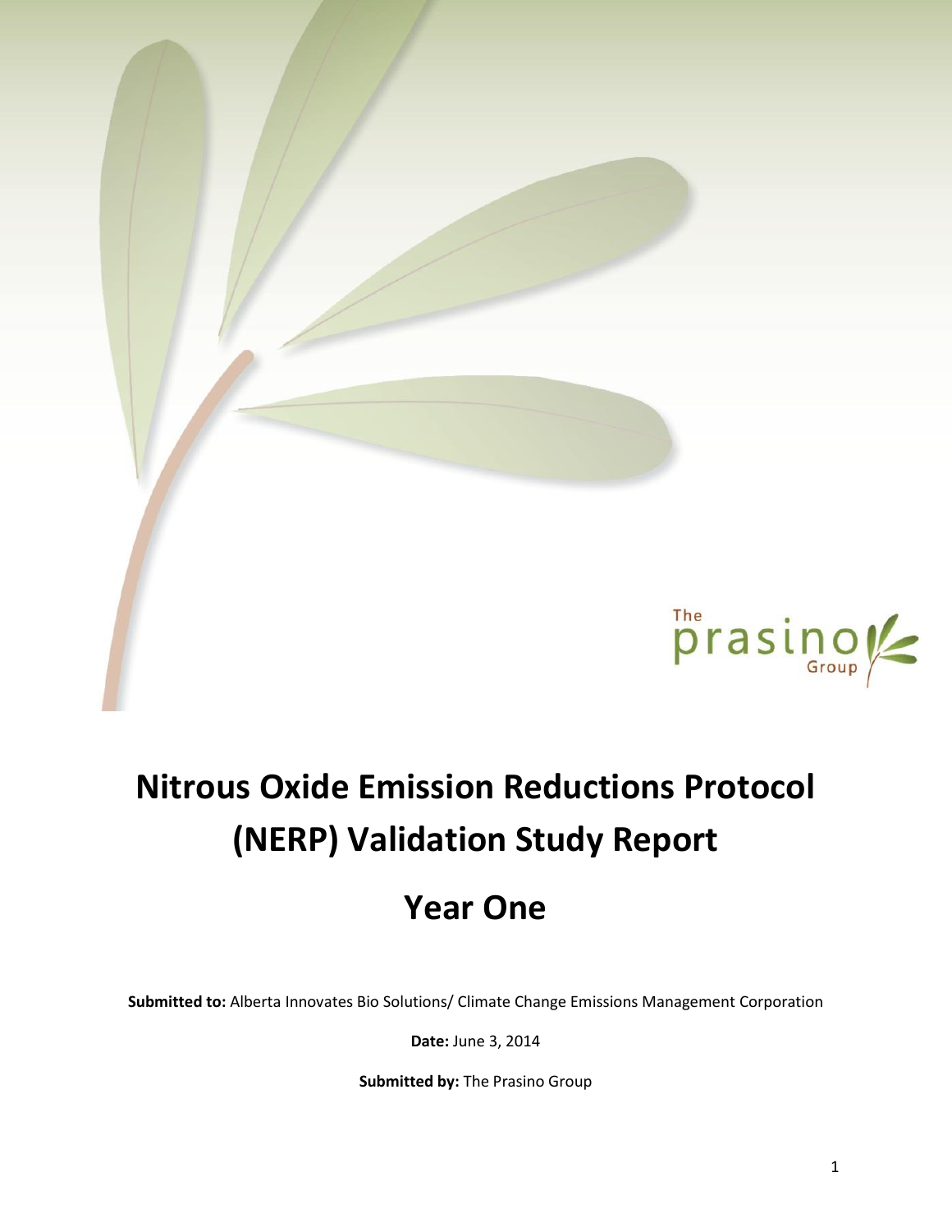The prasino Group

# Nitrous Oxide Emission Reductions Protocol (NERP) Validation Study Report

## Year One

**Submitted to:** Alberta Innovates Bio Solutions/ Climate Change Emissions Management Corporation

**Date:** June 3, 2014

**Submitted by:** The Prasino Group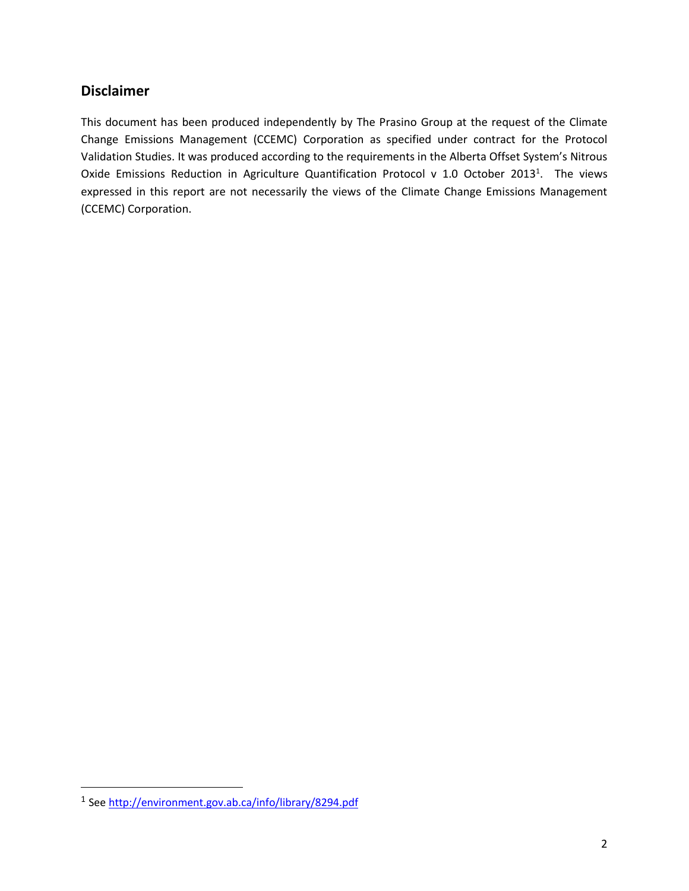## Disclaimer

This document has been produced independently by The Prasino Group at the request of the Climate Change Emissions Management (CCEMC) Corporation as specified under contract for the Protocol Validation Studies. It was produced according to the requirements in the Alberta Offset System's Nitrous Oxide Emissions Reduction in Agriculture Quantification Protocol v 1.0 October 2013[1]. The views expressed in this report are not necessarily the views of the Climate Change Emissions Management (CCEMC) Corporation.

[1] See http://environment.gov.ab.ca/info/library/8294.pdf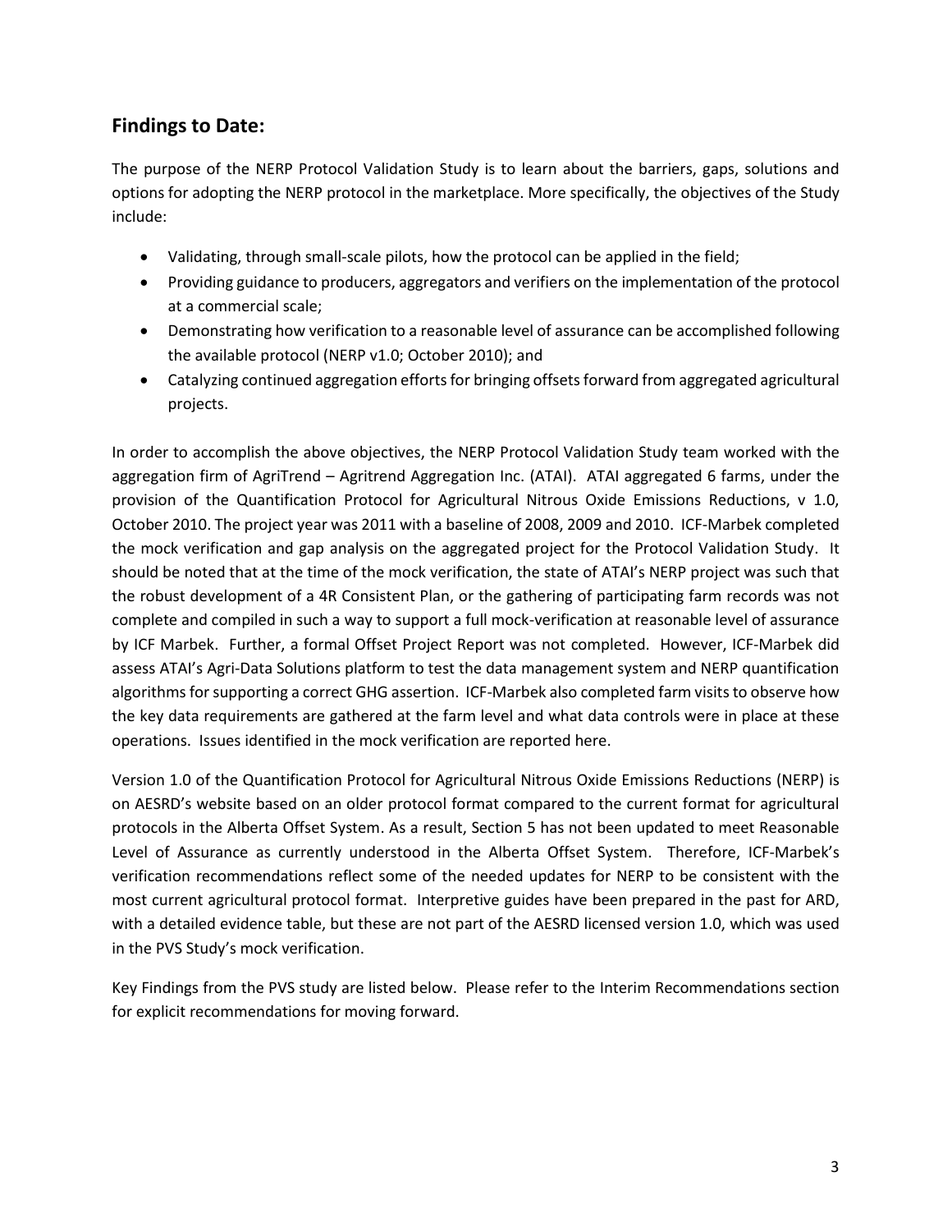## Findings to Date:

The purpose of the NERP Protocol Validation Study is to learn about the barriers, gaps, solutions and options for adopting the NERP protocol in the marketplace. More specifically, the objectives of the Study include:

- Validating, through small-scale pilots, how the protocol can be applied in the field;
- Providing guidance to producers, aggregators and verifiers on the implementation of the protocol at a commercial scale;
- Demonstrating how verification to a reasonable level of assurance can be accomplished following the available protocol (NERP v1.0; October 2010); and
- Catalyzing continued aggregation efforts for bringing offsets forward from aggregated agricultural projects.

In order to accomplish the above objectives, the NERP Protocol Validation Study team worked with the aggregation firm of AgriTrend – Agritrend Aggregation Inc. (ATAI). ATAI aggregated 6 farms, under the provision of the Quantification Protocol for Agricultural Nitrous Oxide Emissions Reductions, v 1.0, October 2010. The project year was 2011 with a baseline of 2008, 2009 and 2010. ICF-Marbek completed the mock verification and gap analysis on the aggregated project for the Protocol Validation Study. It should be noted that at the time of the mock verification, the state of ATAI's NERP project was such that the robust development of a 4R Consistent Plan, or the gathering of participating farm records was not complete and compiled in such a way to support a full mock-verification at reasonable level of assurance by ICF Marbek. Further, a formal Offset Project Report was not completed. However, ICF-Marbek did assess ATAI's Agri-Data Solutions platform to test the data management system and NERP quantification algorithms for supporting a correct GHG assertion. ICF-Marbek also completed farm visits to observe how the key data requirements are gathered at the farm level and what data controls were in place at these operations. Issues identified in the mock verification are reported here.

Version 1.0 of the Quantification Protocol for Agricultural Nitrous Oxide Emissions Reductions (NERP) is on AESRD's website based on an older protocol format compared to the current format for agricultural protocols in the Alberta Offset System. As a result, Section 5 has not been updated to meet Reasonable Level of Assurance as currently understood in the Alberta Offset System. Therefore, ICF-Marbek's verification recommendations reflect some of the needed updates for NERP to be consistent with the most current agricultural protocol format. Interpretive guides have been prepared in the past for ARD, with a detailed evidence table, but these are not part of the AESRD licensed version 1.0, which was used in the PVS Study's mock verification.

Key Findings from the PVS study are listed below. Please refer to the Interim Recommendations section for explicit recommendations for moving forward.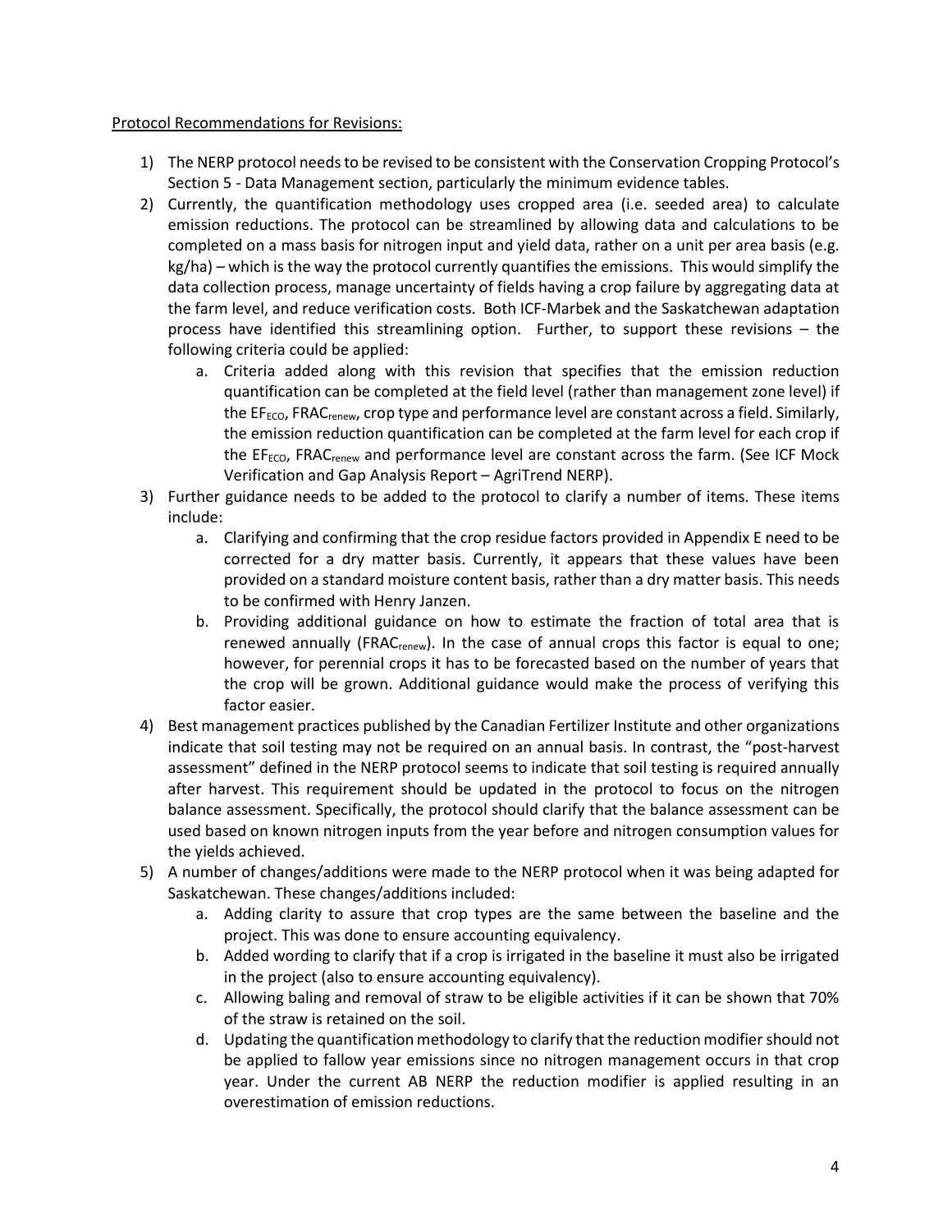Protocol Recommendations for Revisions:

1) The NERP protocol needs to be revised to be consistent with the Conservation Cropping Protocol's Section 5 - Data Management section, particularly the minimum evidence tables.
2) Currently, the quantification methodology uses cropped area (i.e. seeded area) to calculate emission reductions. The protocol can be streamlined by allowing data and calculations to be completed on a mass basis for nitrogen input and yield data, rather on a unit per area basis (e.g. kg/ha) – which is the way the protocol currently quantifies the emissions. This would simplify the data collection process, manage uncertainty of fields having a crop failure by aggregating data at the farm level, and reduce verification costs. Both ICF-Marbek and the Saskatchewan adaptation process have identified this streamlining option. Further, to support these revisions – the following criteria could be applied:
    a. Criteria added along with this revision that specifies that the emission reduction quantification can be completed at the field level (rather than management zone level) if the $EF_{ECO}$, $FRAC_{renew}$, crop type and performance level are constant across a field. Similarly, the emission reduction quantification can be completed at the farm level for each crop if the $EF_{ECO}$, $FRAC_{renew}$ and performance level are constant across the farm. (See ICF Mock Verification and Gap Analysis Report – AgriTrend NERP).
3) Further guidance needs to be added to the protocol to clarify a number of items. These items include:
    a. Clarifying and confirming that the crop residue factors provided in Appendix E need to be corrected for a dry matter basis. Currently, it appears that these values have been provided on a standard moisture content basis, rather than a dry matter basis. This needs to be confirmed with Henry Janzen.
    b. Providing additional guidance on how to estimate the fraction of total area that is renewed annually ($FRAC_{renew}$). In the case of annual crops this factor is equal to one; however, for perennial crops it has to be forecasted based on the number of years that the crop will be grown. Additional guidance would make the process of verifying this factor easier.
4) Best management practices published by the Canadian Fertilizer Institute and other organizations indicate that soil testing may not be required on an annual basis. In contrast, the "post-harvest assessment" defined in the NERP protocol seems to indicate that soil testing is required annually after harvest. This requirement should be updated in the protocol to focus on the nitrogen balance assessment. Specifically, the protocol should clarify that the balance assessment can be used based on known nitrogen inputs from the year before and nitrogen consumption values for the yields achieved.
5) A number of changes/additions were made to the NERP protocol when it was being adapted for Saskatchewan. These changes/additions included:
    a. Adding clarity to assure that crop types are the same between the baseline and the project. This was done to ensure accounting equivalency.
    b. Added wording to clarify that if a crop is irrigated in the baseline it must also be irrigated in the project (also to ensure accounting equivalency).
    c. Allowing baling and removal of straw to be eligible activities if it can be shown that 70% of the straw is retained on the soil.
    d. Updating the quantification methodology to clarify that the reduction modifier should not be applied to fallow year emissions since no nitrogen management occurs in that crop year. Under the current AB NERP the reduction modifier is applied resulting in an overestimation of emission reductions.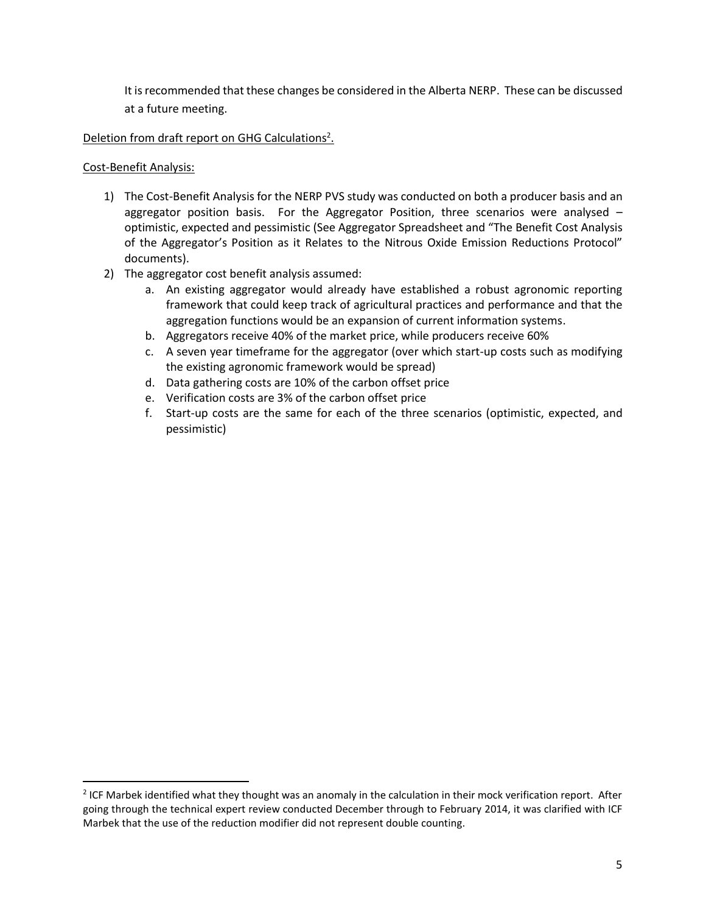It is recommended that these changes be considered in the Alberta NERP. These can be discussed at a future meeting.

Deletion from draft report on GHG Calculations[2].

Cost-Benefit Analysis:

1) The Cost-Benefit Analysis for the NERP PVS study was conducted on both a producer basis and an aggregator position basis. For the Aggregator Position, three scenarios were analysed – optimistic, expected and pessimistic (See Aggregator Spreadsheet and "The Benefit Cost Analysis of the Aggregator's Position as it Relates to the Nitrous Oxide Emission Reductions Protocol" documents).
2) The aggregator cost benefit analysis assumed:
   a. An existing aggregator would already have established a robust agronomic reporting framework that could keep track of agricultural practices and performance and that the aggregation functions would be an expansion of current information systems.
   b. Aggregators receive 40% of the market price, while producers receive 60%
   c. A seven year timeframe for the aggregator (over which start-up costs such as modifying the existing agronomic framework would be spread)
   d. Data gathering costs are 10% of the carbon offset price
   e. Verification costs are 3% of the carbon offset price
   f. Start-up costs are the same for each of the three scenarios (optimistic, expected, and pessimistic)

[2] ICF Marbek identified what they thought was an anomaly in the calculation in their mock verification report. After going through the technical expert review conducted December through to February 2014, it was clarified with ICF Marbek that the use of the reduction modifier did not represent double counting.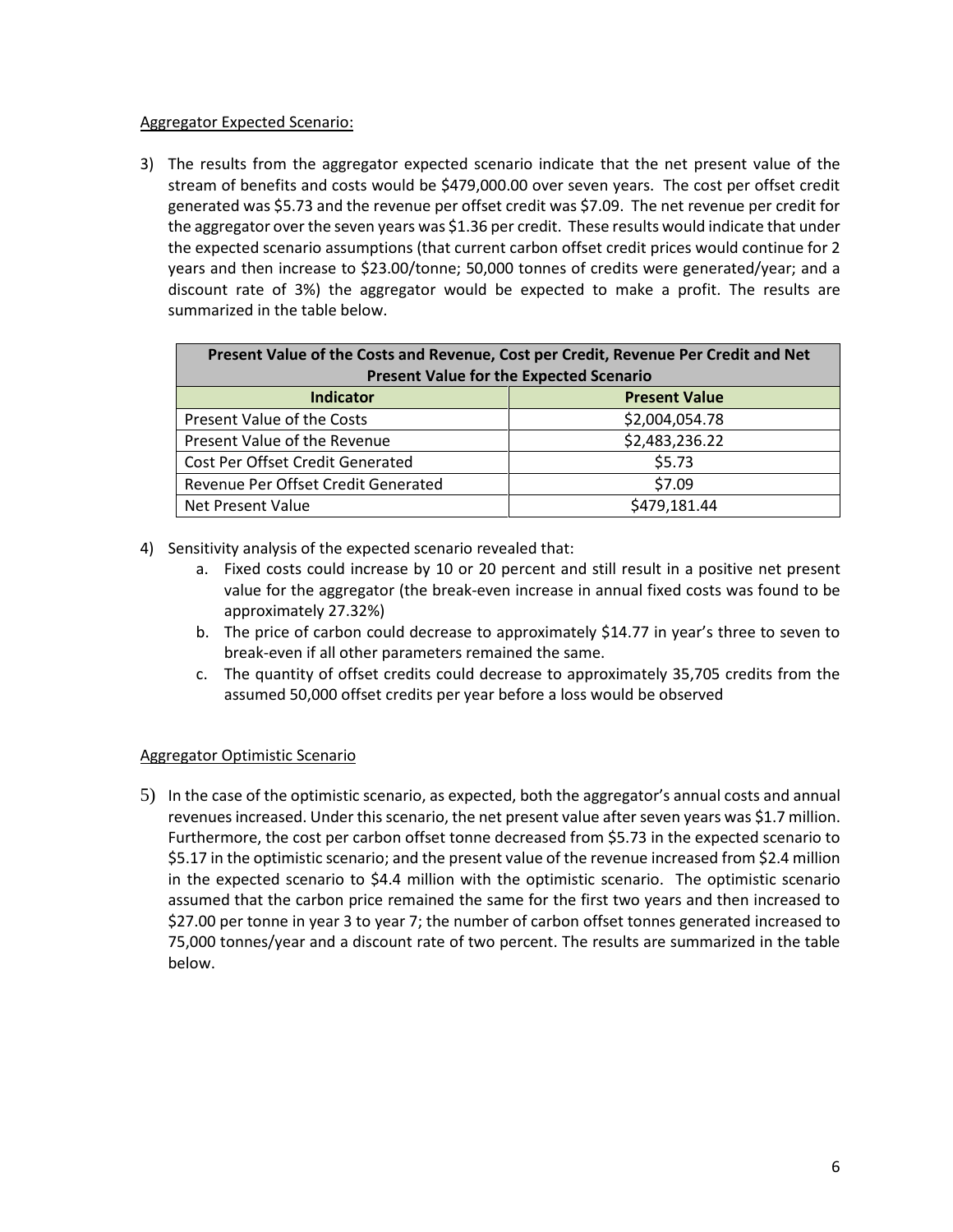Aggregator Expected Scenario:

3) The results from the aggregator expected scenario indicate that the net present value of the stream of benefits and costs would be $479,000.00 over seven years. The cost per offset credit generated was $5.73 and the revenue per offset credit was $7.09. The net revenue per credit for the aggregator over the seven years was $1.36 per credit. These results would indicate that under the expected scenario assumptions (that current carbon offset credit prices would continue for 2 years and then increase to $23.00/tonne; 50,000 tonnes of credits were generated/year; and a discount rate of 3%) the aggregator would be expected to make a profit. The results are summarized in the table below.

| Present Value of the Costs and Revenue, Cost per Credit, Revenue Per Credit and Net Present Value for the Expected Scenario | |
|---|---|
| **Indicator** | **Present Value** |
| Present Value of the Costs | $2,004,054.78 |
| Present Value of the Revenue | $2,483,236.22 |
| Cost Per Offset Credit Generated | $5.73 |
| Revenue Per Offset Credit Generated | $7.09 |
| Net Present Value | $479,181.44 |

4) Sensitivity analysis of the expected scenario revealed that:
   a. Fixed costs could increase by 10 or 20 percent and still result in a positive net present value for the aggregator (the break-even increase in annual fixed costs was found to be approximately 27.32%)
   b. The price of carbon could decrease to approximately $14.77 in year's three to seven to break-even if all other parameters remained the same.
   c. The quantity of offset credits could decrease to approximately 35,705 credits from the assumed 50,000 offset credits per year before a loss would be observed

Aggregator Optimistic Scenario

5) In the case of the optimistic scenario, as expected, both the aggregator's annual costs and annual revenues increased. Under this scenario, the net present value after seven years was $1.7 million. Furthermore, the cost per carbon offset tonne decreased from $5.73 in the expected scenario to $5.17 in the optimistic scenario; and the present value of the revenue increased from $2.4 million in the expected scenario to $4.4 million with the optimistic scenario. The optimistic scenario assumed that the carbon price remained the same for the first two years and then increased to $27.00 per tonne in year 3 to year 7; the number of carbon offset tonnes generated increased to 75,000 tonnes/year and a discount rate of two percent. The results are summarized in the table below.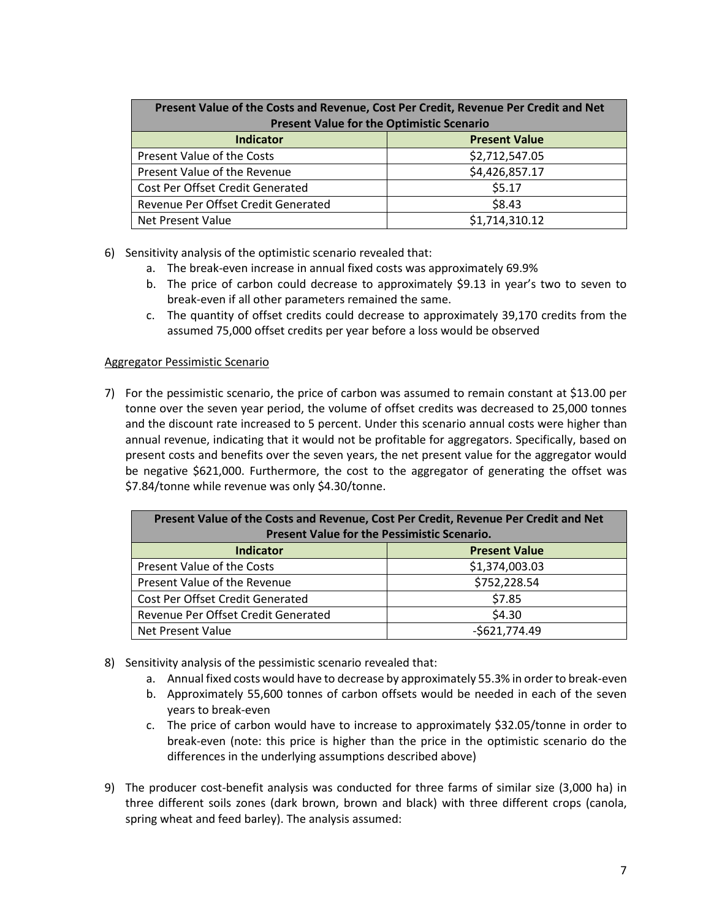| Present Value of the Costs and Revenue, Cost Per Credit, Revenue Per Credit and Net Present Value for the Optimistic Scenario | |
|---|---|
| **Indicator** | **Present Value** |
| Present Value of the Costs | $2,712,547.05 |
| Present Value of the Revenue | $4,426,857.17 |
| Cost Per Offset Credit Generated | $5.17 |
| Revenue Per Offset Credit Generated | $8.43 |
| Net Present Value | $1,714,310.12 |

6) Sensitivity analysis of the optimistic scenario revealed that:
    a. The break-even increase in annual fixed costs was approximately 69.9%
    b. The price of carbon could decrease to approximately $9.13 in year's two to seven to break-even if all other parameters remained the same.
    c. The quantity of offset credits could decrease to approximately 39,170 credits from the assumed 75,000 offset credits per year before a loss would be observed

Aggregator Pessimistic Scenario

7) For the pessimistic scenario, the price of carbon was assumed to remain constant at $13.00 per tonne over the seven year period, the volume of offset credits was decreased to 25,000 tonnes and the discount rate increased to 5 percent. Under this scenario annual costs were higher than annual revenue, indicating that it would not be profitable for aggregators. Specifically, based on present costs and benefits over the seven years, the net present value for the aggregator would be negative $621,000. Furthermore, the cost to the aggregator of generating the offset was $7.84/tonne while revenue was only $4.30/tonne.

| Present Value of the Costs and Revenue, Cost Per Credit, Revenue Per Credit and Net Present Value for the Pessimistic Scenario. | |
|---|---|
| **Indicator** | **Present Value** |
| Present Value of the Costs | $1,374,003.03 |
| Present Value of the Revenue | $752,228.54 |
| Cost Per Offset Credit Generated | $7.85 |
| Revenue Per Offset Credit Generated | $4.30 |
| Net Present Value | -$621,774.49 |

8) Sensitivity analysis of the pessimistic scenario revealed that:
    a. Annual fixed costs would have to decrease by approximately 55.3% in order to break-even
    b. Approximately 55,600 tonnes of carbon offsets would be needed in each of the seven years to break-even
    c. The price of carbon would have to increase to approximately $32.05/tonne in order to break-even (note: this price is higher than the price in the optimistic scenario do the differences in the underlying assumptions described above)

9) The producer cost-benefit analysis was conducted for three farms of similar size (3,000 ha) in three different soils zones (dark brown, brown and black) with three different crops (canola, spring wheat and feed barley). The analysis assumed: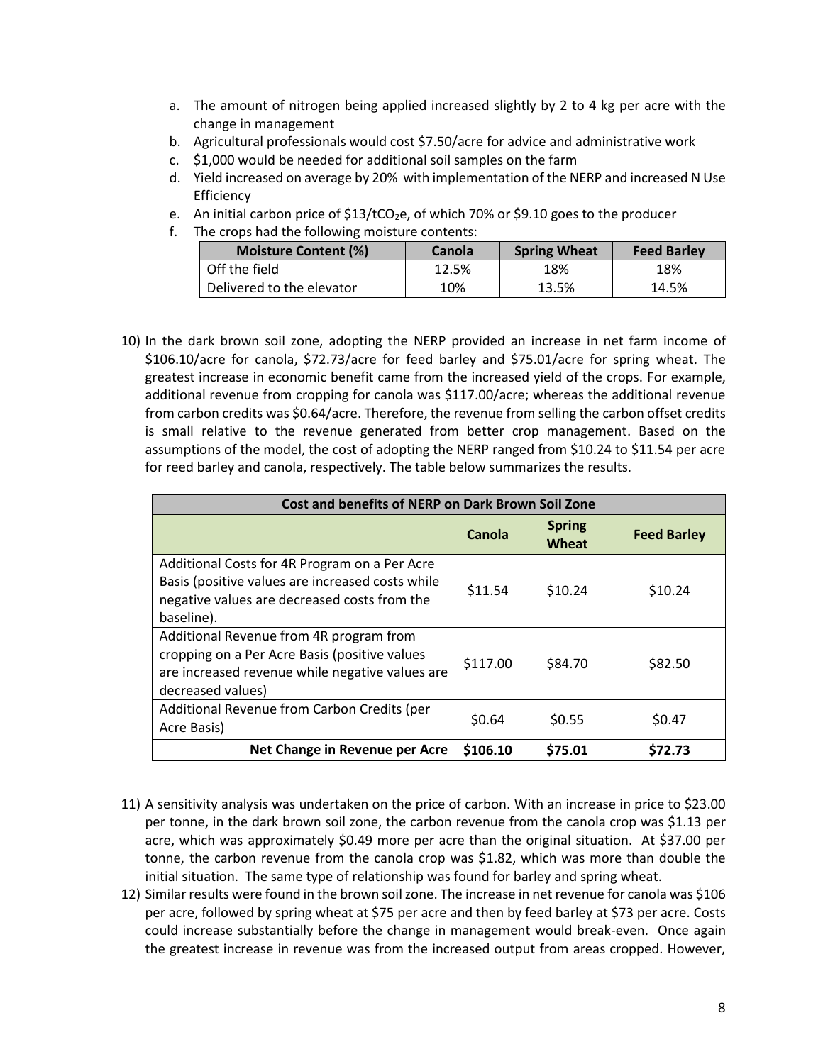a. The amount of nitrogen being applied increased slightly by 2 to 4 kg per acre with the change in management
b. Agricultural professionals would cost $7.50/acre for advice and administrative work
c. $1,000 would be needed for additional soil samples on the farm
d. Yield increased on average by 20% with implementation of the NERP and increased N Use Efficiency
e. An initial carbon price of $13/t$CO_2$e, of which 70% or $9.10 goes to the producer
f. The crops had the following moisture contents:

| Moisture Content (%) | Canola | Spring Wheat | Feed Barley |
|---|---|---|---|
| Off the field | 12.5% | 18% | 18% |
| Delivered to the elevator | 10% | 13.5% | 14.5% |

10) In the dark brown soil zone, adopting the NERP provided an increase in net farm income of $106.10/acre for canola, $72.73/acre for feed barley and $75.01/acre for spring wheat. The greatest increase in economic benefit came from the increased yield of the crops. For example, additional revenue from cropping for canola was $117.00/acre; whereas the additional revenue from carbon credits was $0.64/acre. Therefore, the revenue from selling the carbon offset credits is small relative to the revenue generated from better crop management. Based on the assumptions of the model, the cost of adopting the NERP ranged from $10.24 to $11.54 per acre for reed barley and canola, respectively. The table below summarizes the results.

| Cost and benefits of NERP on Dark Brown Soil Zone | | | |
|---|---|---|---|
| | **Canola** | **Spring Wheat** | **Feed Barley** |
| Additional Costs for 4R Program on a Per Acre Basis (positive values are increased costs while negative values are decreased costs from the baseline). | $11.54 | $10.24 | $10.24 |
| Additional Revenue from 4R program from cropping on a Per Acre Basis (positive values are increased revenue while negative values are decreased values) | $117.00 | $84.70 | $82.50 |
| Additional Revenue from Carbon Credits (per Acre Basis) | $0.64 | $0.55 | $0.47 |
| **Net Change in Revenue per Acre** | **$106.10** | **$75.01** | **$72.73** |

11) A sensitivity analysis was undertaken on the price of carbon. With an increase in price to $23.00 per tonne, in the dark brown soil zone, the carbon revenue from the canola crop was $1.13 per acre, which was approximately $0.49 more per acre than the original situation. At $37.00 per tonne, the carbon revenue from the canola crop was $1.82, which was more than double the initial situation. The same type of relationship was found for barley and spring wheat.
12) Similar results were found in the brown soil zone. The increase in net revenue for canola was $106 per acre, followed by spring wheat at $75 per acre and then by feed barley at $73 per acre. Costs could increase substantially before the change in management would break-even. Once again the greatest increase in revenue was from the increased output from areas cropped. However,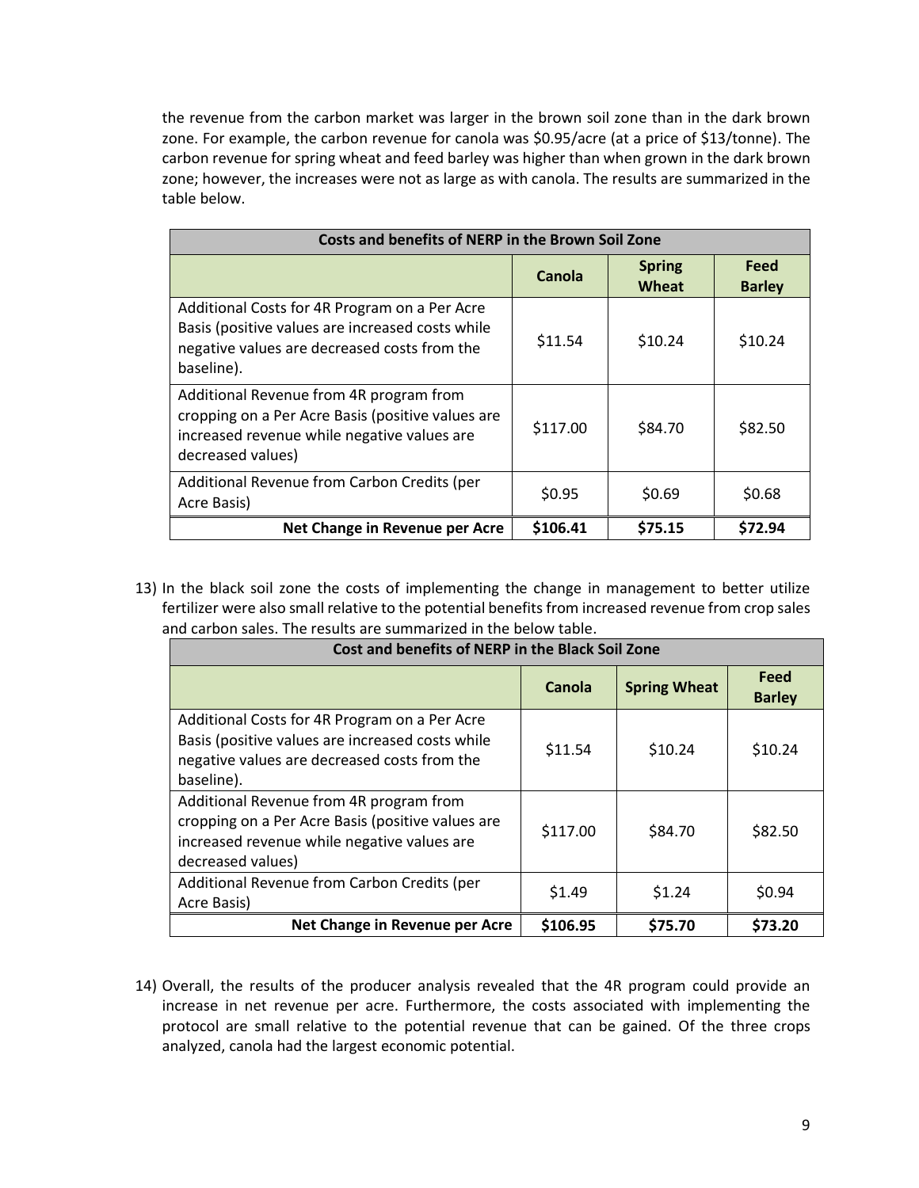the revenue from the carbon market was larger in the brown soil zone than in the dark brown zone. For example, the carbon revenue for canola was $0.95/acre (at a price of $13/tonne). The carbon revenue for spring wheat and feed barley was higher than when grown in the dark brown zone; however, the increases were not as large as with canola. The results are summarized in the table below.

| Costs and benefits of NERP in the Brown Soil Zone | | | |
|---|---|---|---|
| | Canola | Spring Wheat | Feed Barley |
| Additional Costs for 4R Program on a Per Acre Basis (positive values are increased costs while negative values are decreased costs from the baseline). | $11.54 | $10.24 | $10.24 |
| Additional Revenue from 4R program from cropping on a Per Acre Basis (positive values are increased revenue while negative values are decreased values) | $117.00 | $84.70 | $82.50 |
| Additional Revenue from Carbon Credits (per Acre Basis) | $0.95 | $0.69 | $0.68 |
| **Net Change in Revenue per Acre** | **$106.41** | **$75.15** | **$72.94** |

13) In the black soil zone the costs of implementing the change in management to better utilize fertilizer were also small relative to the potential benefits from increased revenue from crop sales and carbon sales. The results are summarized in the below table.

| Cost and benefits of NERP in the Black Soil Zone | | | |
|---|---|---|---|
| | Canola | Spring Wheat | Feed Barley |
| Additional Costs for 4R Program on a Per Acre Basis (positive values are increased costs while negative values are decreased costs from the baseline). | $11.54 | $10.24 | $10.24 |
| Additional Revenue from 4R program from cropping on a Per Acre Basis (positive values are increased revenue while negative values are decreased values) | $117.00 | $84.70 | $82.50 |
| Additional Revenue from Carbon Credits (per Acre Basis) | $1.49 | $1.24 | $0.94 |
| **Net Change in Revenue per Acre** | **$106.95** | **$75.70** | **$73.20** |

14) Overall, the results of the producer analysis revealed that the 4R program could provide an increase in net revenue per acre. Furthermore, the costs associated with implementing the protocol are small relative to the potential revenue that can be gained. Of the three crops analyzed, canola had the largest economic potential.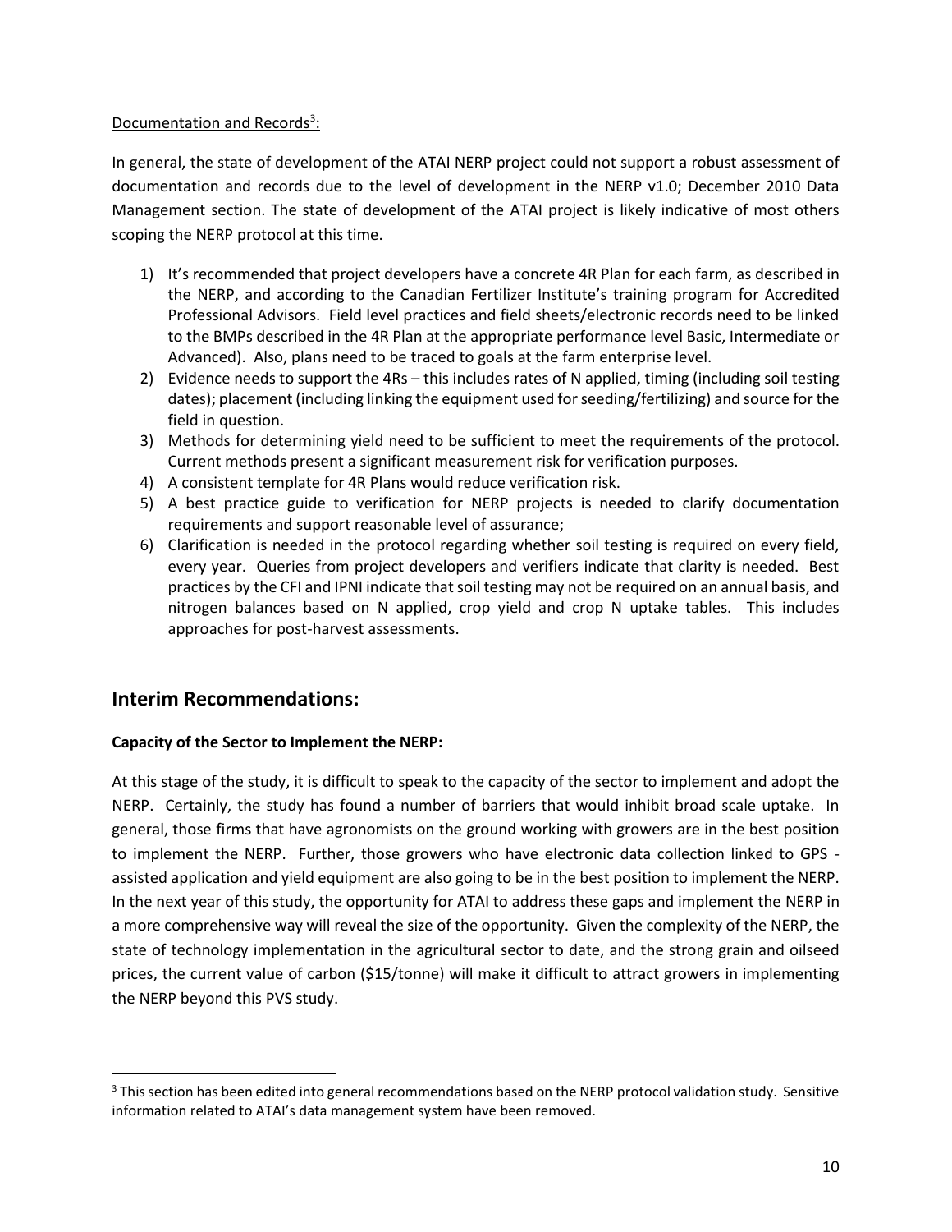Documentation and Records[3]:

In general, the state of development of the ATAI NERP project could not support a robust assessment of documentation and records due to the level of development in the NERP v1.0; December 2010 Data Management section. The state of development of the ATAI project is likely indicative of most others scoping the NERP protocol at this time.

1) It's recommended that project developers have a concrete 4R Plan for each farm, as described in the NERP, and according to the Canadian Fertilizer Institute's training program for Accredited Professional Advisors. Field level practices and field sheets/electronic records need to be linked to the BMPs described in the 4R Plan at the appropriate performance level Basic, Intermediate or Advanced). Also, plans need to be traced to goals at the farm enterprise level.
2) Evidence needs to support the 4Rs – this includes rates of N applied, timing (including soil testing dates); placement (including linking the equipment used for seeding/fertilizing) and source for the field in question.
3) Methods for determining yield need to be sufficient to meet the requirements of the protocol. Current methods present a significant measurement risk for verification purposes.
4) A consistent template for 4R Plans would reduce verification risk.
5) A best practice guide to verification for NERP projects is needed to clarify documentation requirements and support reasonable level of assurance;
6) Clarification is needed in the protocol regarding whether soil testing is required on every field, every year. Queries from project developers and verifiers indicate that clarity is needed. Best practices by the CFI and IPNI indicate that soil testing may not be required on an annual basis, and nitrogen balances based on N applied, crop yield and crop N uptake tables. This includes approaches for post-harvest assessments.

## Interim Recommendations:

**Capacity of the Sector to Implement the NERP:**

At this stage of the study, it is difficult to speak to the capacity of the sector to implement and adopt the NERP. Certainly, the study has found a number of barriers that would inhibit broad scale uptake. In general, those firms that have agronomists on the ground working with growers are in the best position to implement the NERP. Further, those growers who have electronic data collection linked to GPS - assisted application and yield equipment are also going to be in the best position to implement the NERP. In the next year of this study, the opportunity for ATAI to address these gaps and implement the NERP in a more comprehensive way will reveal the size of the opportunity. Given the complexity of the NERP, the state of technology implementation in the agricultural sector to date, and the strong grain and oilseed prices, the current value of carbon ($15/tonne) will make it difficult to attract growers in implementing the NERP beyond this PVS study.

[3] This section has been edited into general recommendations based on the NERP protocol validation study. Sensitive information related to ATAI's data management system have been removed.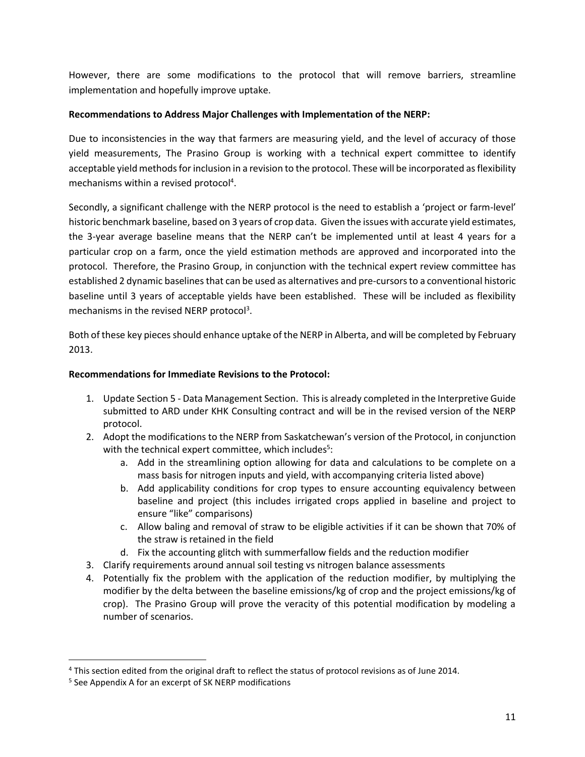However, there are some modifications to the protocol that will remove barriers, streamline implementation and hopefully improve uptake.

**Recommendations to Address Major Challenges with Implementation of the NERP:**

Due to inconsistencies in the way that farmers are measuring yield, and the level of accuracy of those yield measurements, The Prasino Group is working with a technical expert committee to identify acceptable yield methods for inclusion in a revision to the protocol. These will be incorporated as flexibility mechanisms within a revised protocol[4].

Secondly, a significant challenge with the NERP protocol is the need to establish a 'project or farm-level' historic benchmark baseline, based on 3 years of crop data. Given the issues with accurate yield estimates, the 3-year average baseline means that the NERP can't be implemented until at least 4 years for a particular crop on a farm, once the yield estimation methods are approved and incorporated into the protocol. Therefore, the Prasino Group, in conjunction with the technical expert review committee has established 2 dynamic baselines that can be used as alternatives and pre-cursors to a conventional historic baseline until 3 years of acceptable yields have been established. These will be included as flexibility mechanisms in the revised NERP protocol[3].

Both of these key pieces should enhance uptake of the NERP in Alberta, and will be completed by February 2013.

**Recommendations for Immediate Revisions to the Protocol:**

1. Update Section 5 - Data Management Section. This is already completed in the Interpretive Guide submitted to ARD under KHK Consulting contract and will be in the revised version of the NERP protocol.
2. Adopt the modifications to the NERP from Saskatchewan's version of the Protocol, in conjunction with the technical expert committee, which includes[5]:
   a. Add in the streamlining option allowing for data and calculations to be complete on a mass basis for nitrogen inputs and yield, with accompanying criteria listed above)
   b. Add applicability conditions for crop types to ensure accounting equivalency between baseline and project (this includes irrigated crops applied in baseline and project to ensure "like" comparisons)
   c. Allow baling and removal of straw to be eligible activities if it can be shown that 70% of the straw is retained in the field
   d. Fix the accounting glitch with summerfallow fields and the reduction modifier
3. Clarify requirements around annual soil testing vs nitrogen balance assessments
4. Potentially fix the problem with the application of the reduction modifier, by multiplying the modifier by the delta between the baseline emissions/kg of crop and the project emissions/kg of crop). The Prasino Group will prove the veracity of this potential modification by modeling a number of scenarios.

---

[4] This section edited from the original draft to reflect the status of protocol revisions as of June 2014.

[5] See Appendix A for an excerpt of SK NERP modifications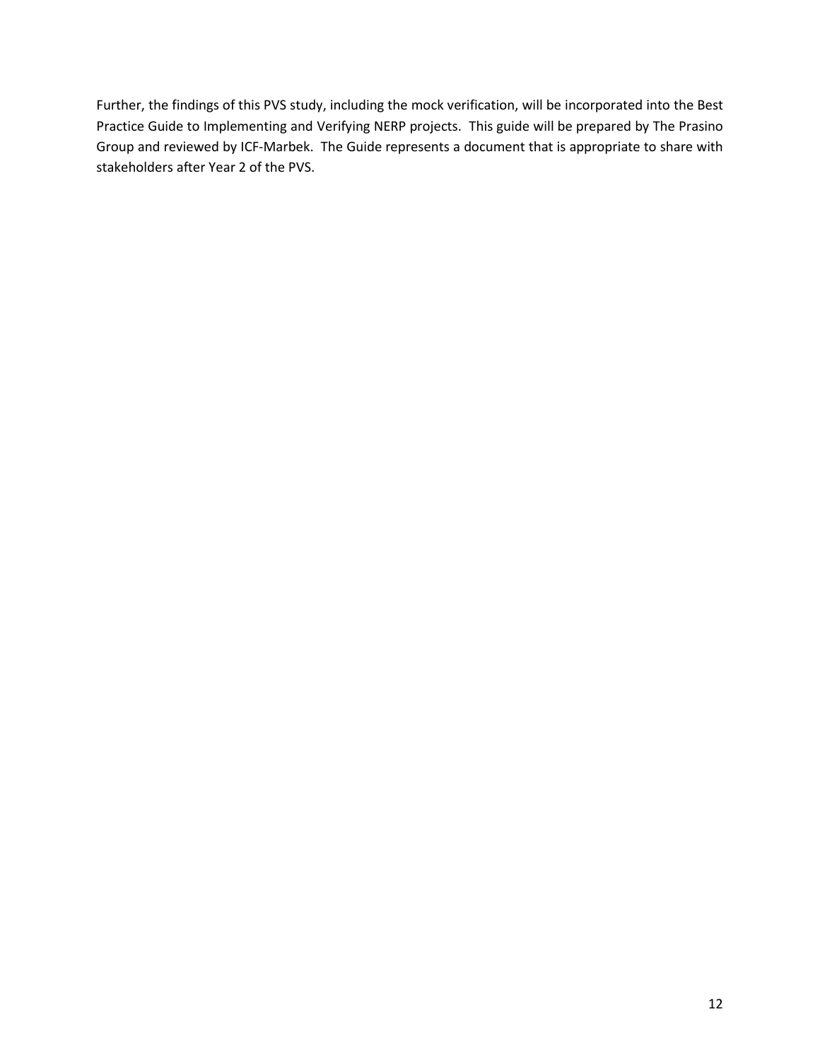Further, the findings of this PVS study, including the mock verification, will be incorporated into the Best Practice Guide to Implementing and Verifying NERP projects. This guide will be prepared by The Prasino Group and reviewed by ICF-Marbek. The Guide represents a document that is appropriate to share with stakeholders after Year 2 of the PVS.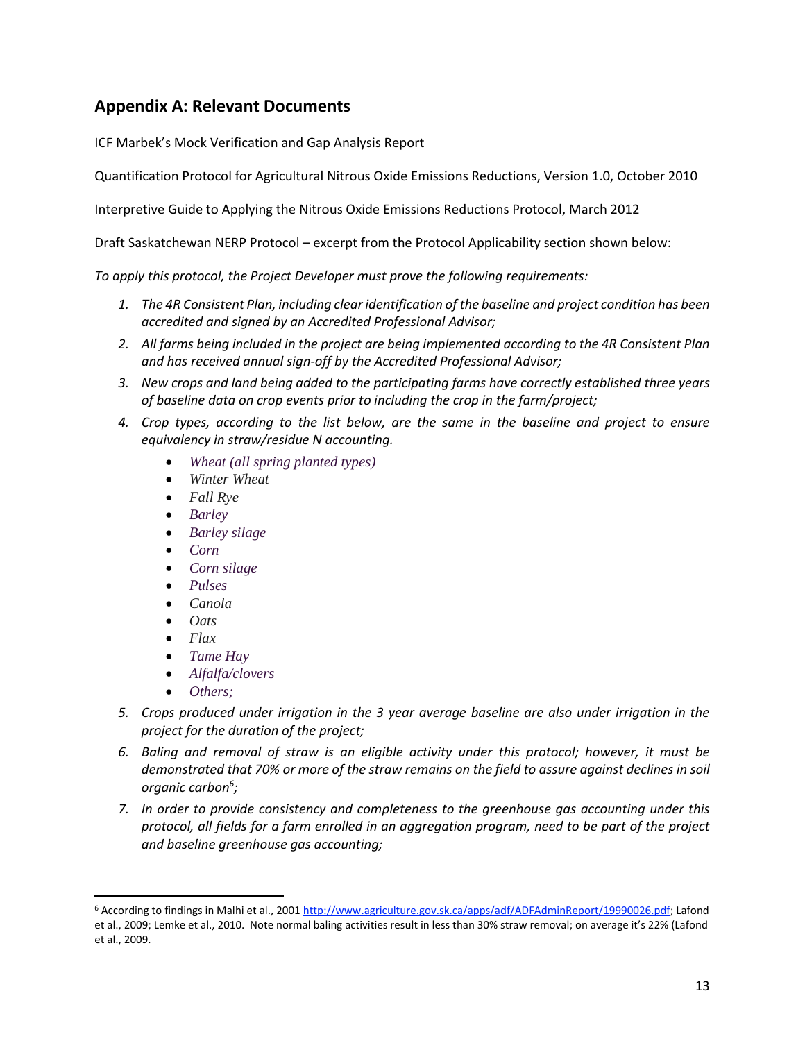## Appendix A: Relevant Documents

ICF Marbek's Mock Verification and Gap Analysis Report

Quantification Protocol for Agricultural Nitrous Oxide Emissions Reductions, Version 1.0, October 2010

Interpretive Guide to Applying the Nitrous Oxide Emissions Reductions Protocol, March 2012

Draft Saskatchewan NERP Protocol – excerpt from the Protocol Applicability section shown below:

*To apply this protocol, the Project Developer must prove the following requirements:*

1. *The 4R Consistent Plan, including clear identification of the baseline and project condition has been accredited and signed by an Accredited Professional Advisor;*
2. *All farms being included in the project are being implemented according to the 4R Consistent Plan and has received annual sign-off by the Accredited Professional Advisor;*
3. *New crops and land being added to the participating farms have correctly established three years of baseline data on crop events prior to including the crop in the farm/project;*
4. *Crop types, according to the list below, are the same in the baseline and project to ensure equivalency in straw/residue N accounting.*
    - *Wheat (all spring planted types)*
    - *Winter Wheat*
    - *Fall Rye*
    - *Barley*
    - *Barley silage*
    - *Corn*
    - *Corn silage*
    - *Pulses*
    - *Canola*
    - *Oats*
    - *Flax*
    - *Tame Hay*
    - *Alfalfa/clovers*
    - *Others;*
5. *Crops produced under irrigation in the 3 year average baseline are also under irrigation in the project for the duration of the project;*
6. *Baling and removal of straw is an eligible activity under this protocol; however, it must be demonstrated that 70% or more of the straw remains on the field to assure against declines in soil organic carbon[6];*
7. *In order to provide consistency and completeness to the greenhouse gas accounting under this protocol, all fields for a farm enrolled in an aggregation program, need to be part of the project and baseline greenhouse gas accounting;*

---

[6] According to findings in Malhi et al., 2001 http://www.agriculture.gov.sk.ca/apps/adf/ADFAdminReport/19990026.pdf; Lafond et al., 2009; Lemke et al., 2010. Note normal baling activities result in less than 30% straw removal; on average it's 22% (Lafond et al., 2009.